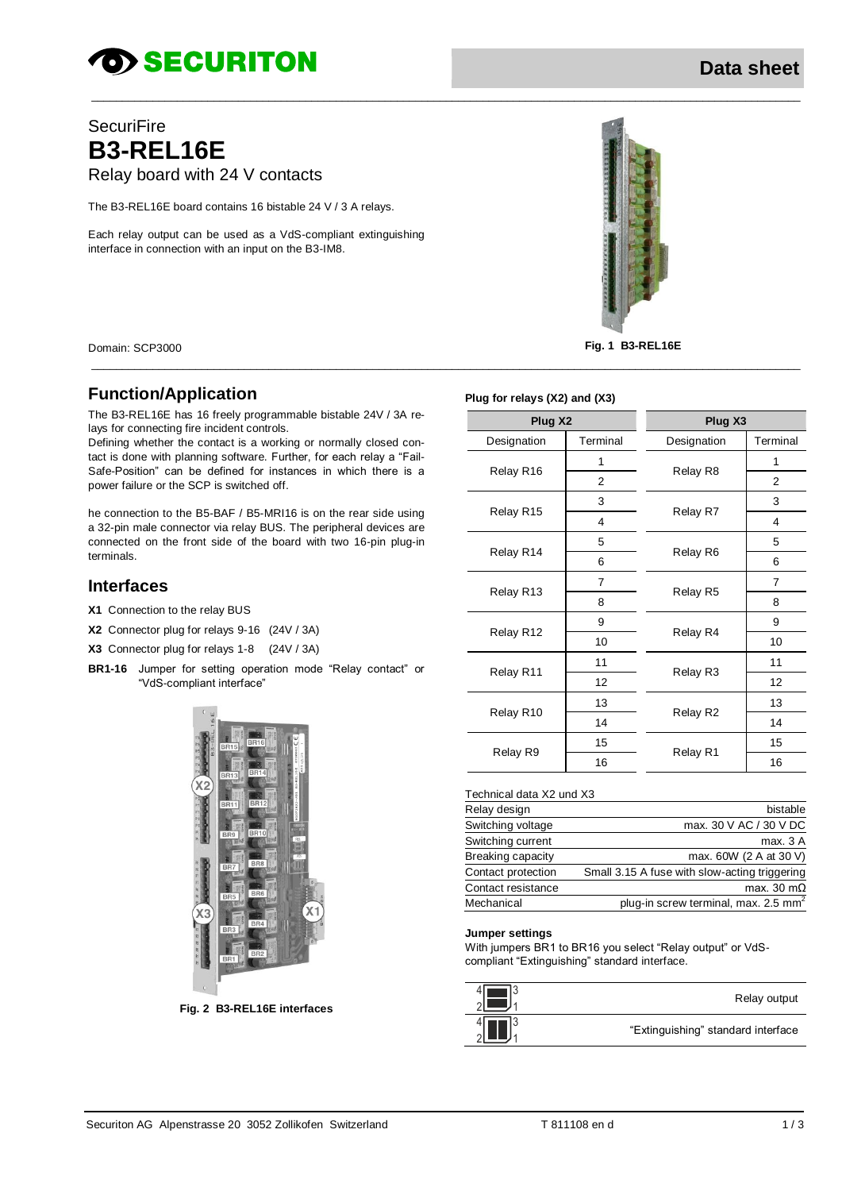Data sheet

SecuriFire

# B3-REL16E

Relay board with 24 V contacts

The B3-REL16E board contains 16 bistable 24 V / 3 A relays.

Each relay output can be used as a VdS-compliant extinguishing interface in connection with an input on the B3-IM8.

Domain: SCP3000

**Fig. 1 B3-REL16E**

## Function/Application

The B3-REL16E has 16 freely programmable bistable 24V / 3A relays for connecting fire incident controls.
Defining whether the contact is a working or normally closed contact is done with planning software. Further, for each relay a "Fail-Safe-Position" can be defined for instances in which there is a power failure or the SCP is switched off.

he connection to the B5-BAF / B5-MRI16 is on the rear side using a 32-pin male connector via relay BUS. The peripheral devices are connected on the front side of the board with two 16-pin plug-in terminals.

## Interfaces

**X1** Connection to the relay BUS

**X2** Connector plug for relays 9-16 (24V / 3A)

**X3** Connector plug for relays 1-8 (24V / 3A)

**BR1-16** Jumper for setting operation mode "Relay contact" or "VdS-compliant interface"

**Fig. 2 B3-REL16E interfaces**

**Plug for relays (X2) and (X3)**

| Plug X2 | | Plug X3 | |
|---|---|---|---|
| Designation | Terminal | Designation | Terminal |
| Relay R16 | 1 | Relay R8 | 1 |
| | 2 | | 2 |
| Relay R15 | 3 | Relay R7 | 3 |
| | 4 | | 4 |
| Relay R14 | 5 | Relay R6 | 5 |
| | 6 | | 6 |
| Relay R13 | 7 | Relay R5 | 7 |
| | 8 | | 8 |
| Relay R12 | 9 | Relay R4 | 9 |
| | 10 | | 10 |
| Relay R11 | 11 | Relay R3 | 11 |
| | 12 | | 12 |
| Relay R10 | 13 | Relay R2 | 13 |
| | 14 | | 14 |
| Relay R9 | 15 | Relay R1 | 15 |
| | 16 | | 16 |

Technical data X2 und X3

| | |
|---|---|
| Relay design | bistable |
| Switching voltage | max. 30 V AC / 30 V DC |
| Switching current | max. 3 A |
| Breaking capacity | max. 60W (2 A at 30 V) |
| Contact protection | Small 3.15 A fuse with slow-acting triggering |
| Contact resistance | max. 30 mΩ |
| Mechanical | plug-in screw terminal, max. 2.5 mm$^2$ |

**Jumper settings**

With jumpers BR1 to BR16 you select "Relay output" or VdS-compliant "Extinguishing" standard interface.

| Jumper position | Mode |
|---|---|
| 4/2 – 3/1 (horizontal) | Relay output |
| 4/2 – 3/1 (vertical) | "Extinguishing" standard interface |

Securiton AG Alpenstrasse 20 3052 Zollikofen Switzerland T 811108 en d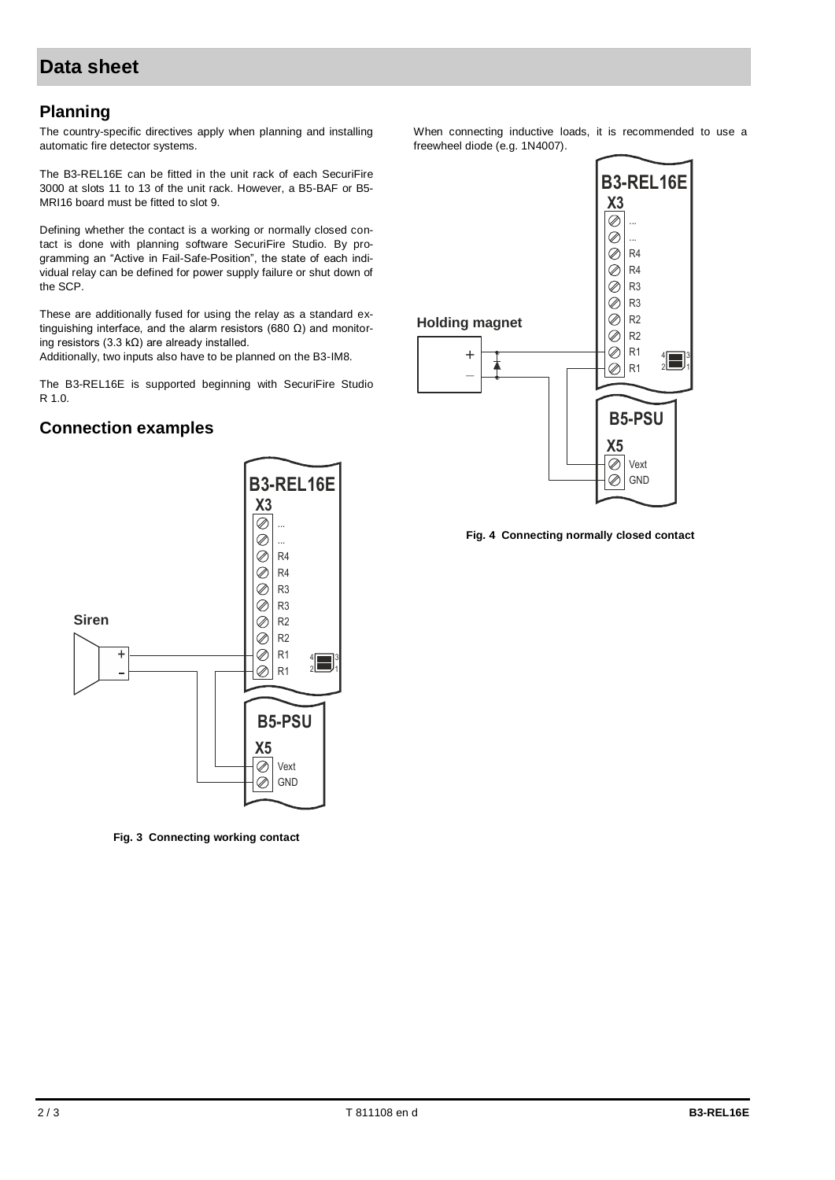# Data sheet

## Planning

The country-specific directives apply when planning and installing automatic fire detector systems.

The B3-REL16E can be fitted in the unit rack of each SecuriFire 3000 at slots 11 to 13 of the unit rack. However, a B5-BAF or B5-MRI16 board must be fitted to slot 9.

Defining whether the contact is a working or normally closed contact is done with planning software SecuriFire Studio. By programming an "Active in Fail-Safe-Position", the state of each individual relay can be defined for power supply failure or shut down of the SCP.

These are additionally fused for using the relay as a standard extinguishing interface, and the alarm resistors (680 Ω) and monitoring resistors (3.3 kΩ) are already installed.
Additionally, two inputs also have to be planned on the B3-IM8.

The B3-REL16E is supported beginning with SecuriFire Studio R 1.0.

## Connection examples

**Fig. 3 Connecting working contact**

When connecting inductive loads, it is recommended to use a freewheel diode (e.g. 1N4007).

**Fig. 4 Connecting normally closed contact**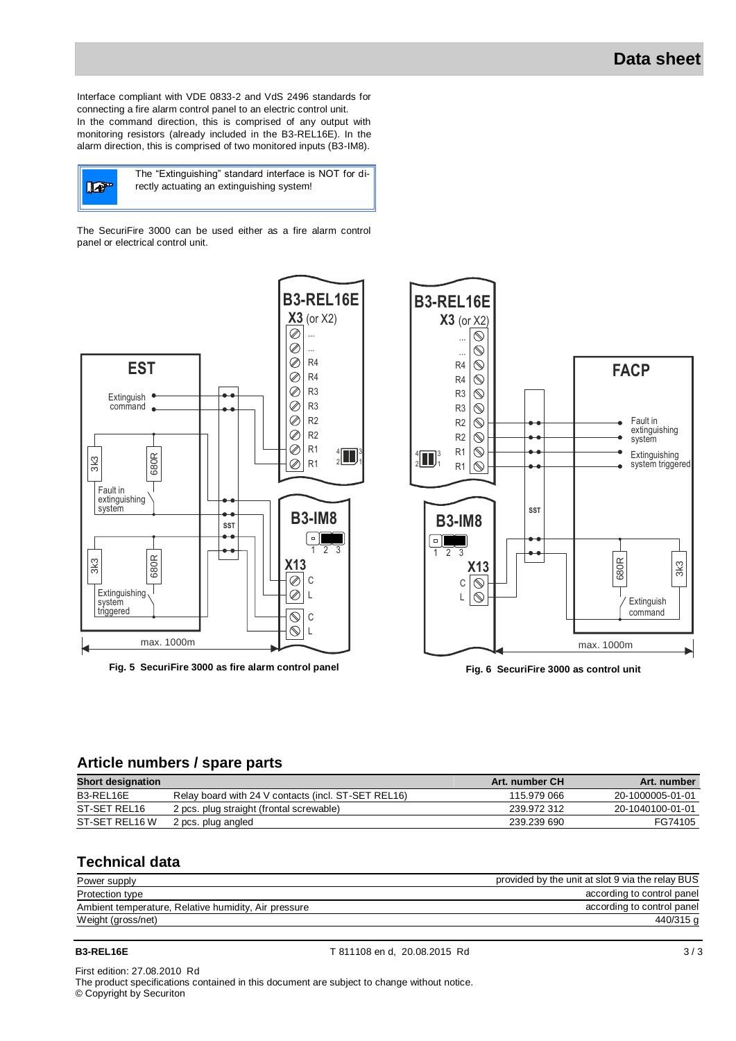Interface compliant with VDE 0833-2 and VdS 2496 standards for connecting a fire alarm control panel to an electric control unit.
In the command direction, this is comprised of any output with monitoring resistors (already included in the B3-REL16E). In the alarm direction, this is comprised of two monitored inputs (B3-IM8).

> The "Extinguishing" standard interface is NOT for directly actuating an extinguishing system!

The SecuriFire 3000 can be used either as a fire alarm control panel or electrical control unit.

EST
Extinguish command
3k3
680R
Fault in extinguishing system
3k3
680R
Extinguishing system triggered
SST
B3-REL16E
X3 (or X2)
...
...
R4
R4
R3
R3
R2
R2
R1
R1
B3-IM8
1 2 3
X13
C
L
C
L
max. 1000m

**Fig. 5 SecuriFire 3000 as fire alarm control panel**

B3-REL16E
X3 (or X2)
...
...
R4
R4
R3
R3
R2
R2
R1
R1
B3-IM8
1 2 3
X13
C
L
SST
FACP
Fault in extinguishing system
Extinguishing system triggered
680R
3k3
Extinguish command
max. 1000m

**Fig. 6 SecuriFire 3000 as control unit**

## Article numbers / spare parts

| Short designation | | Art. number CH | Art. number |
|---|---|---|---|
| B3-REL16E | Relay board with 24 V contacts (incl. ST-SET REL16) | 115.979 066 | 20-1000005-01-01 |
| ST-SET REL16 | 2 pcs. plug straight (frontal screwable) | 239.972 312 | 20-1040100-01-01 |
| ST-SET REL16 W | 2 pcs. plug angled | 239.239 690 | FG74105 |

## Technical data

| | |
|---|---|
| Power supply | provided by the unit at slot 9 via the relay BUS |
| Protection type | according to control panel |
| Ambient temperature, Relative humidity, Air pressure | according to control panel |
| Weight (gross/net) | 440/315 g |

B3-REL16E    T 811108 en d, 20.08.2015 Rd

First edition: 27.08.2010 Rd
The product specifications contained in this document are subject to change without notice.
© Copyright by Securiton